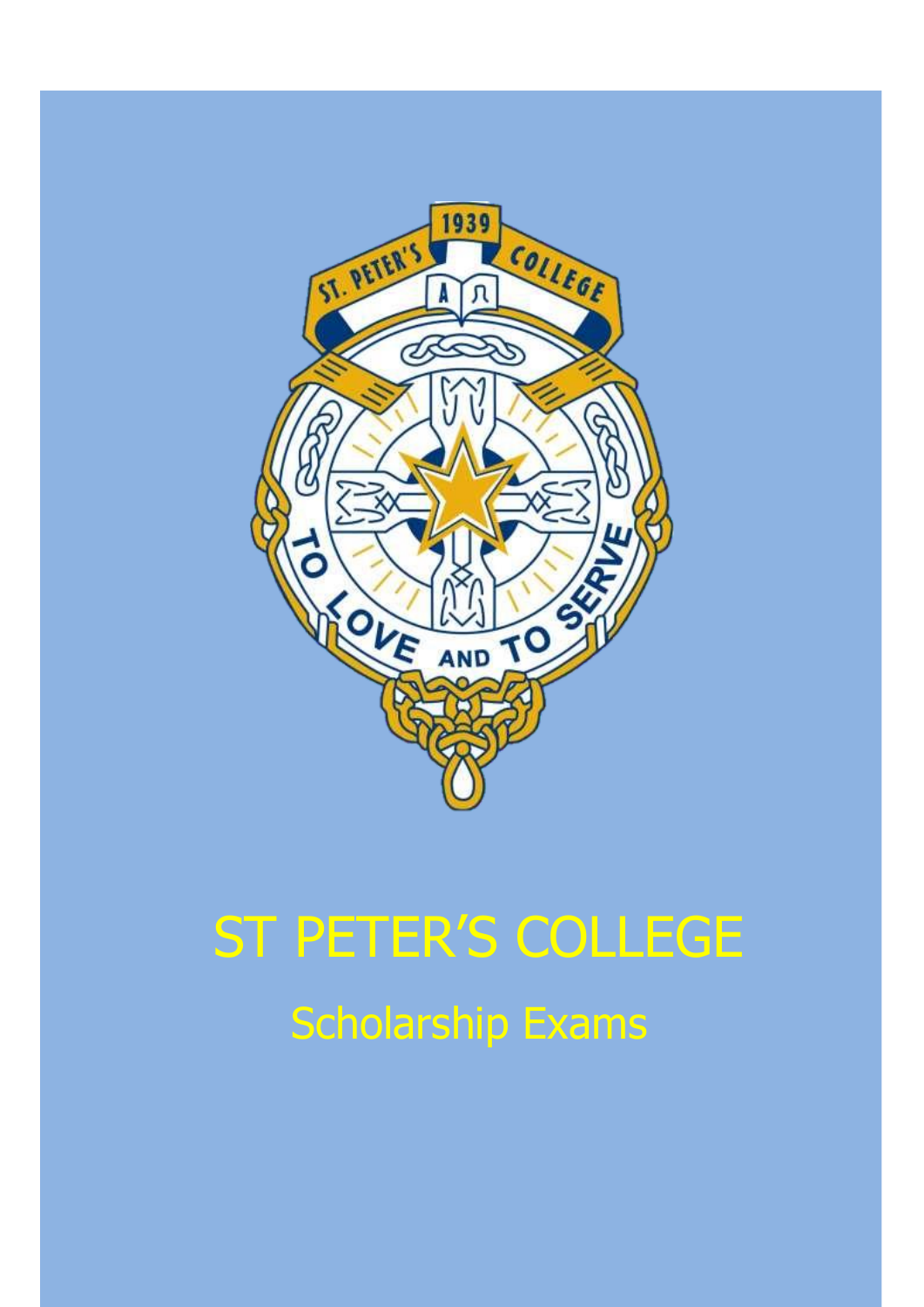# ST PETER'S COLLEGE

## Scholarship Exams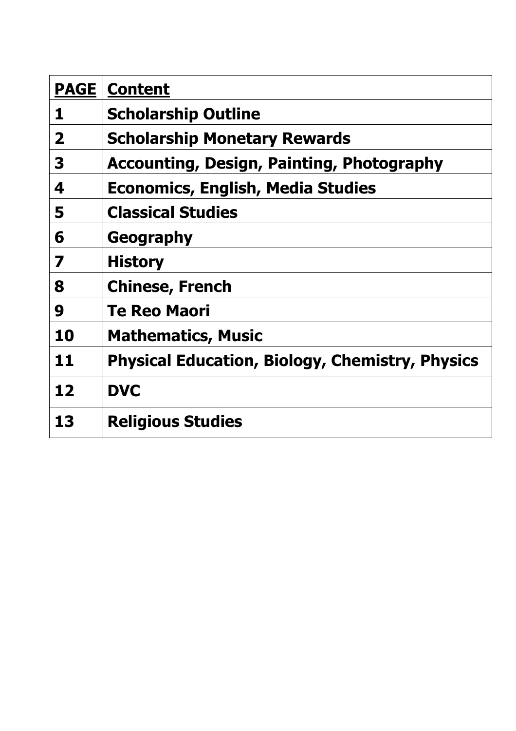| PAGE | Content |
|---|---|
| 1 | Scholarship Outline |
| 2 | Scholarship Monetary Rewards |
| 3 | Accounting, Design, Painting, Photography |
| 4 | Economics, English, Media Studies |
| 5 | Classical Studies |
| 6 | Geography |
| 7 | History |
| 8 | Chinese, French |
| 9 | Te Reo Maori |
| 10 | Mathematics, Music |
| 11 | Physical Education, Biology, Chemistry, Physics |
| 12 | DVC |
| 13 | Religious Studies |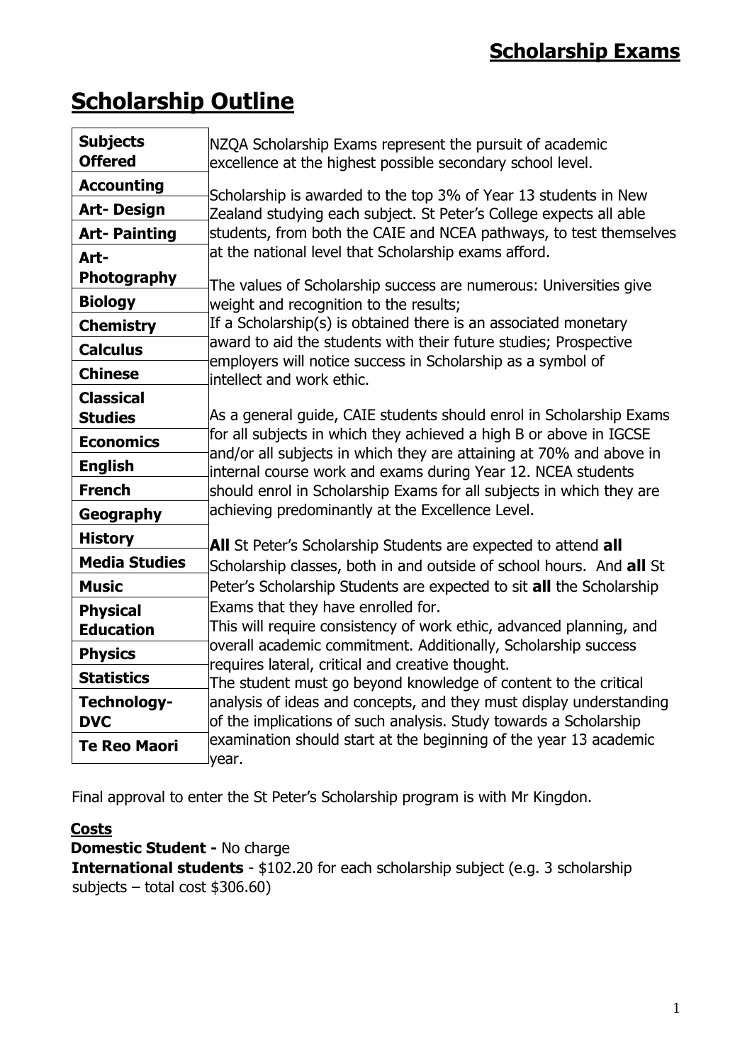## Scholarship Exams

# Scholarship Outline

| Subjects Offered |
|---|
| Accounting |
| Art- Design |
| Art- Painting |
| Art- Photography |
| Biology |
| Chemistry |
| Calculus |
| Chinese |
| Classical Studies |
| Economics |
| English |
| French |
| Geography |
| History |
| Media Studies |
| Music |
| Physical Education |
| Physics |
| Statistics |
| Technology- DVC |
| Te Reo Maori |

NZQA Scholarship Exams represent the pursuit of academic excellence at the highest possible secondary school level.

Scholarship is awarded to the top 3% of Year 13 students in New Zealand studying each subject. St Peter's College expects all able students, from both the CAIE and NCEA pathways, to test themselves at the national level that Scholarship exams afford.

The values of Scholarship success are numerous: Universities give weight and recognition to the results;
If a Scholarship(s) is obtained there is an associated monetary award to aid the students with their future studies; Prospective employers will notice success in Scholarship as a symbol of intellect and work ethic.

As a general guide, CAIE students should enrol in Scholarship Exams for all subjects in which they achieved a high B or above in IGCSE and/or all subjects in which they are attaining at 70% and above in internal course work and exams during Year 12. NCEA students should enrol in Scholarship Exams for all subjects in which they are achieving predominantly at the Excellence Level.

**All** St Peter's Scholarship Students are expected to attend **all** Scholarship classes, both in and outside of school hours. And **all** St Peter's Scholarship Students are expected to sit **all** the Scholarship Exams that they have enrolled for.
This will require consistency of work ethic, advanced planning, and overall academic commitment. Additionally, Scholarship success requires lateral, critical and creative thought.
The student must go beyond knowledge of content to the critical analysis of ideas and concepts, and they must display understanding of the implications of such analysis. Study towards a Scholarship examination should start at the beginning of the year 13 academic year.

Final approval to enter the St Peter's Scholarship program is with Mr Kingdon.

**Costs**

**Domestic Student -** No charge

**International students** - $102.20 for each scholarship subject (e.g. 3 scholarship subjects – total cost $306.60)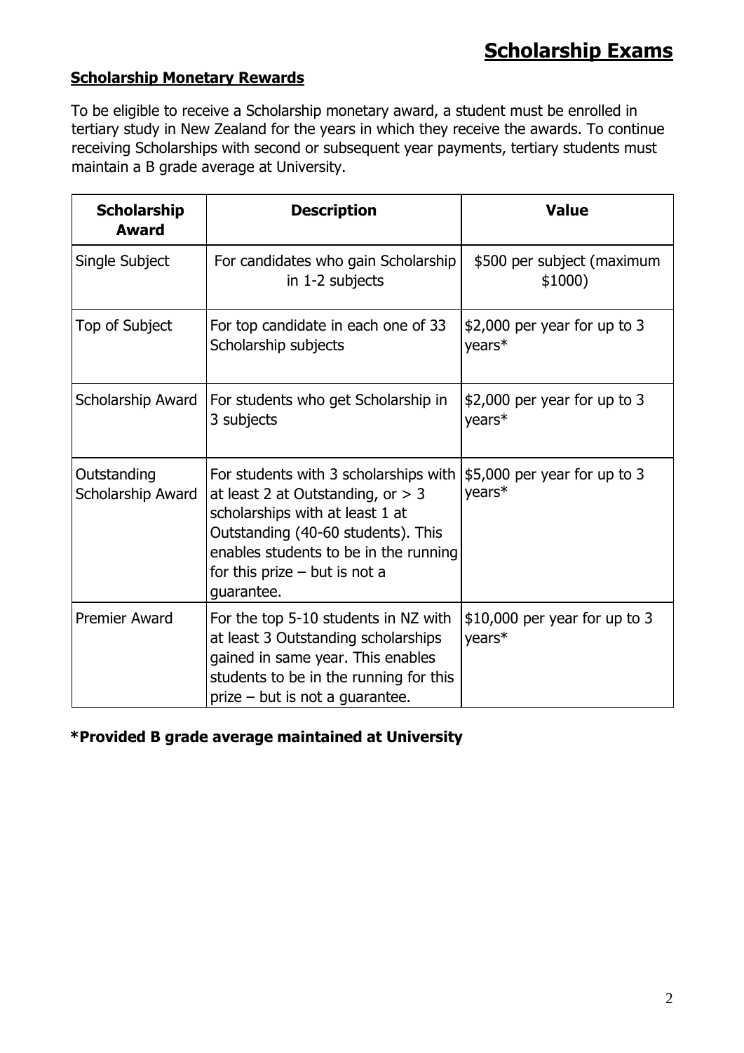# Scholarship Exams

## Scholarship Monetary Rewards

To be eligible to receive a Scholarship monetary award, a student must be enrolled in tertiary study in New Zealand for the years in which they receive the awards. To continue receiving Scholarships with second or subsequent year payments, tertiary students must maintain a B grade average at University.

| Scholarship Award | Description | Value |
|---|---|---|
| Single Subject | For candidates who gain Scholarship in 1-2 subjects | $500 per subject (maximum $1000) |
| Top of Subject | For top candidate in each one of 33 Scholarship subjects | $2,000 per year for up to 3 years* |
| Scholarship Award | For students who get Scholarship in 3 subjects | $2,000 per year for up to 3 years* |
| Outstanding Scholarship Award | For students with 3 scholarships with at least 2 at Outstanding, or > 3 scholarships with at least 1 at Outstanding (40-60 students). This enables students to be in the running for this prize – but is not a guarantee. | $5,000 per year for up to 3 years* |
| Premier Award | For the top 5-10 students in NZ with at least 3 Outstanding scholarships gained in same year. This enables students to be in the running for this prize – but is not a guarantee. | $10,000 per year for up to 3 years* |

**\*Provided B grade average maintained at University**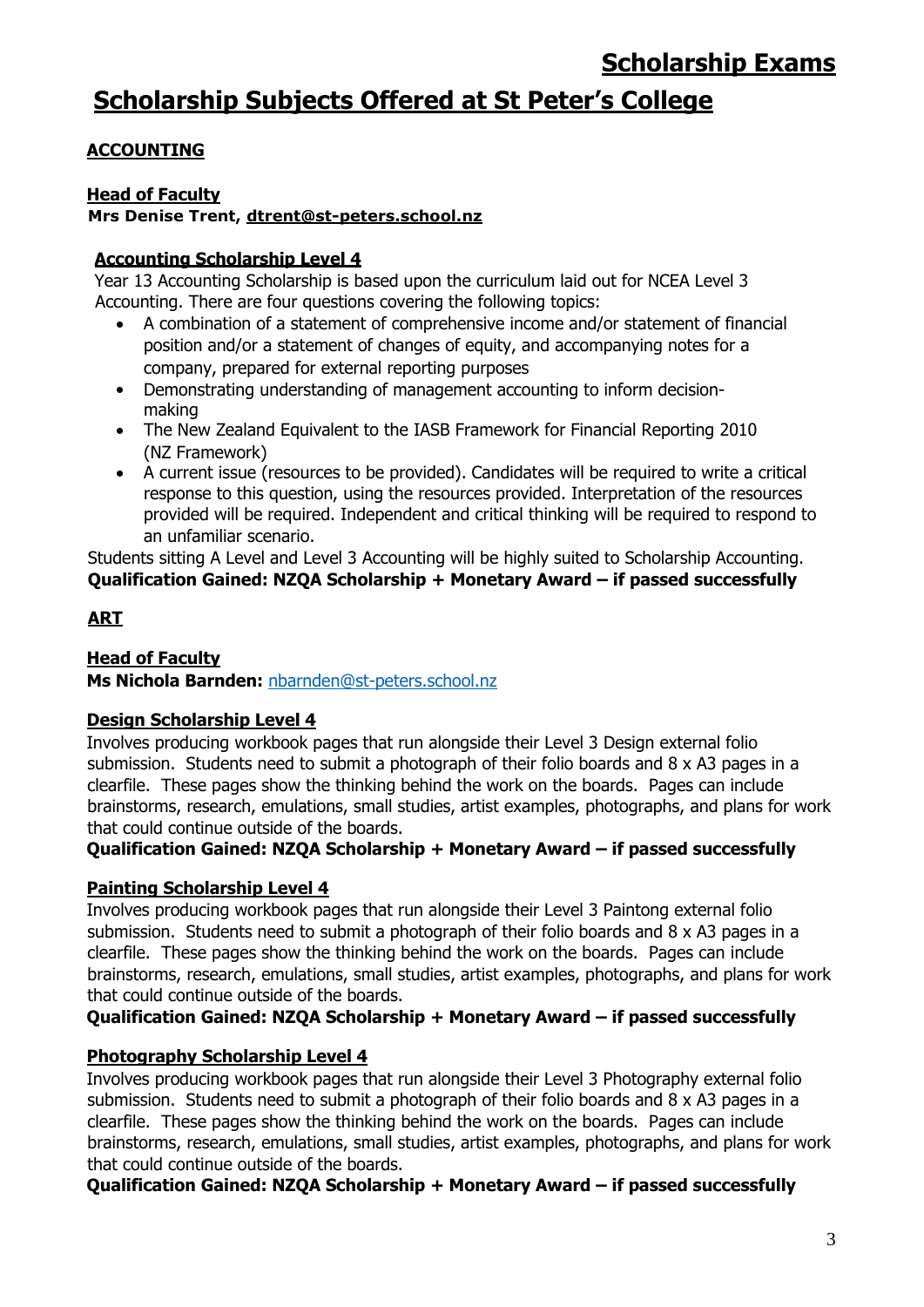# Scholarship Exams

# Scholarship Subjects Offered at St Peter's College

## ACCOUNTING

**Head of Faculty**
**Mrs Denise Trent, dtrent@st-peters.school.nz**

### Accounting Scholarship Level 4

Year 13 Accounting Scholarship is based upon the curriculum laid out for NCEA Level 3 Accounting. There are four questions covering the following topics:

- A combination of a statement of comprehensive income and/or statement of financial position and/or a statement of changes of equity, and accompanying notes for a company, prepared for external reporting purposes
- Demonstrating understanding of management accounting to inform decision-making
- The New Zealand Equivalent to the IASB Framework for Financial Reporting 2010 (NZ Framework)
- A current issue (resources to be provided). Candidates will be required to write a critical response to this question, using the resources provided. Interpretation of the resources provided will be required. Independent and critical thinking will be required to respond to an unfamiliar scenario.

Students sitting A Level and Level 3 Accounting will be highly suited to Scholarship Accounting.

**Qualification Gained: NZQA Scholarship + Monetary Award – if passed successfully**

## ART

**Head of Faculty**
**Ms Nichola Barnden:** nbarnden@st-peters.school.nz

### Design Scholarship Level 4

Involves producing workbook pages that run alongside their Level 3 Design external folio submission. Students need to submit a photograph of their folio boards and 8 x A3 pages in a clearfile. These pages show the thinking behind the work on the boards. Pages can include brainstorms, research, emulations, small studies, artist examples, photographs, and plans for work that could continue outside of the boards.

**Qualification Gained: NZQA Scholarship + Monetary Award – if passed successfully**

### Painting Scholarship Level 4

Involves producing workbook pages that run alongside their Level 3 Paintong external folio submission. Students need to submit a photograph of their folio boards and 8 x A3 pages in a clearfile. These pages show the thinking behind the work on the boards. Pages can include brainstorms, research, emulations, small studies, artist examples, photographs, and plans for work that could continue outside of the boards.

**Qualification Gained: NZQA Scholarship + Monetary Award – if passed successfully**

### Photography Scholarship Level 4

Involves producing workbook pages that run alongside their Level 3 Photography external folio submission. Students need to submit a photograph of their folio boards and 8 x A3 pages in a clearfile. These pages show the thinking behind the work on the boards. Pages can include brainstorms, research, emulations, small studies, artist examples, photographs, and plans for work that could continue outside of the boards.

**Qualification Gained: NZQA Scholarship + Monetary Award – if passed successfully**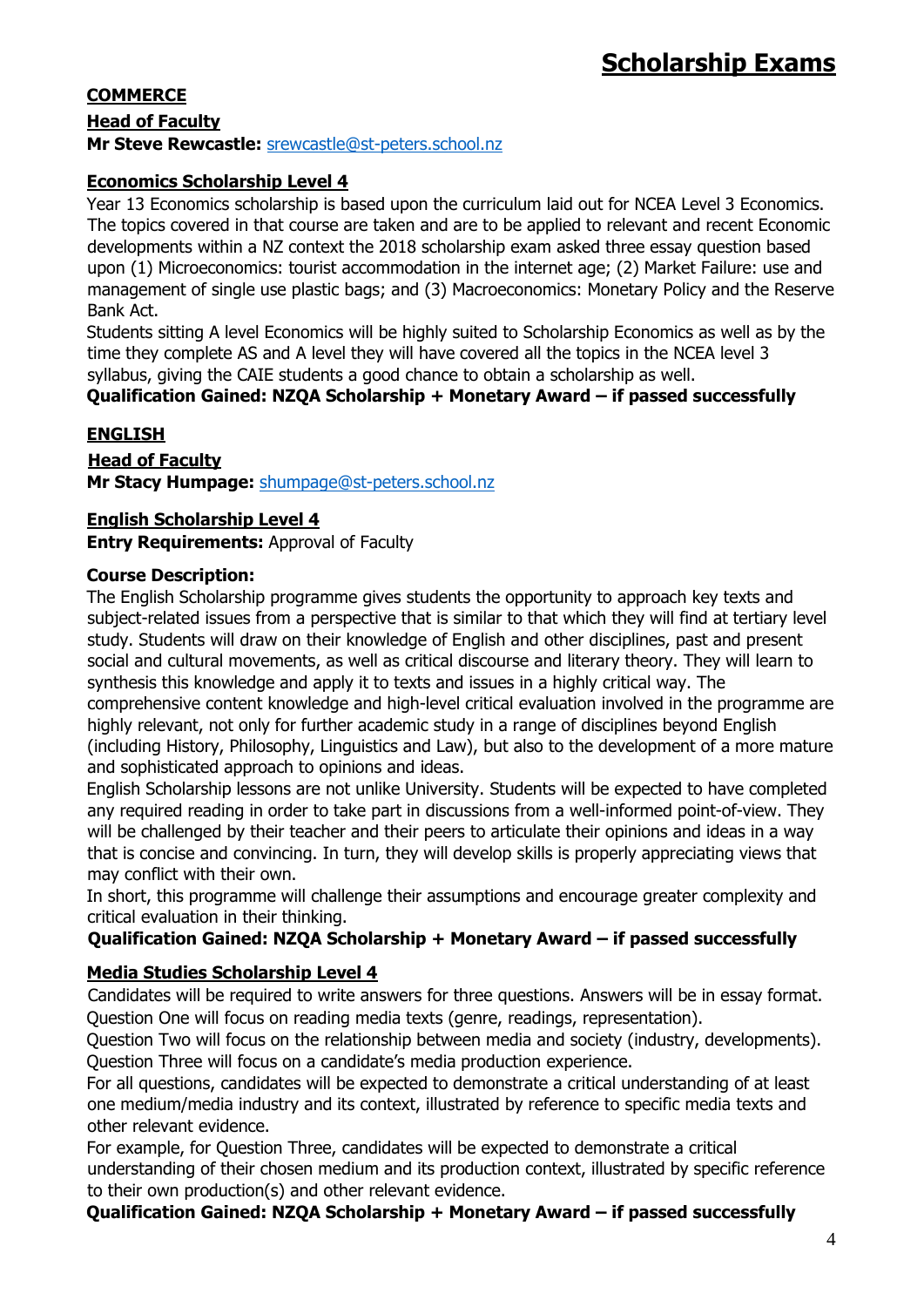# Scholarship Exams

## COMMERCE

**Head of Faculty**

**Mr Steve Rewcastle:** srewcastle@st-peters.school.nz

### Economics Scholarship Level 4

Year 13 Economics scholarship is based upon the curriculum laid out for NCEA Level 3 Economics. The topics covered in that course are taken and are to be applied to relevant and recent Economic developments within a NZ context the 2018 scholarship exam asked three essay question based upon (1) Microeconomics: tourist accommodation in the internet age; (2) Market Failure: use and management of single use plastic bags; and (3) Macroeconomics: Monetary Policy and the Reserve Bank Act.

Students sitting A level Economics will be highly suited to Scholarship Economics as well as by the time they complete AS and A level they will have covered all the topics in the NCEA level 3 syllabus, giving the CAIE students a good chance to obtain a scholarship as well.

**Qualification Gained: NZQA Scholarship + Monetary Award – if passed successfully**

## ENGLISH

**Head of Faculty**

**Mr Stacy Humpage:** shumpage@st-peters.school.nz

### English Scholarship Level 4

**Entry Requirements:** Approval of Faculty

**Course Description:**

The English Scholarship programme gives students the opportunity to approach key texts and subject-related issues from a perspective that is similar to that which they will find at tertiary level study. Students will draw on their knowledge of English and other disciplines, past and present social and cultural movements, as well as critical discourse and literary theory. They will learn to synthesis this knowledge and apply it to texts and issues in a highly critical way. The comprehensive content knowledge and high-level critical evaluation involved in the programme are highly relevant, not only for further academic study in a range of disciplines beyond English (including History, Philosophy, Linguistics and Law), but also to the development of a more mature and sophisticated approach to opinions and ideas.

English Scholarship lessons are not unlike University. Students will be expected to have completed any required reading in order to take part in discussions from a well-informed point-of-view. They will be challenged by their teacher and their peers to articulate their opinions and ideas in a way that is concise and convincing. In turn, they will develop skills is properly appreciating views that may conflict with their own.

In short, this programme will challenge their assumptions and encourage greater complexity and critical evaluation in their thinking.

**Qualification Gained: NZQA Scholarship + Monetary Award – if passed successfully**

### Media Studies Scholarship Level 4

Candidates will be required to write answers for three questions. Answers will be in essay format.

Question One will focus on reading media texts (genre, readings, representation).

Question Two will focus on the relationship between media and society (industry, developments).

Question Three will focus on a candidate's media production experience.

For all questions, candidates will be expected to demonstrate a critical understanding of at least one medium/media industry and its context, illustrated by reference to specific media texts and other relevant evidence.

For example, for Question Three, candidates will be expected to demonstrate a critical understanding of their chosen medium and its production context, illustrated by specific reference to their own production(s) and other relevant evidence.

**Qualification Gained: NZQA Scholarship + Monetary Award – if passed successfully**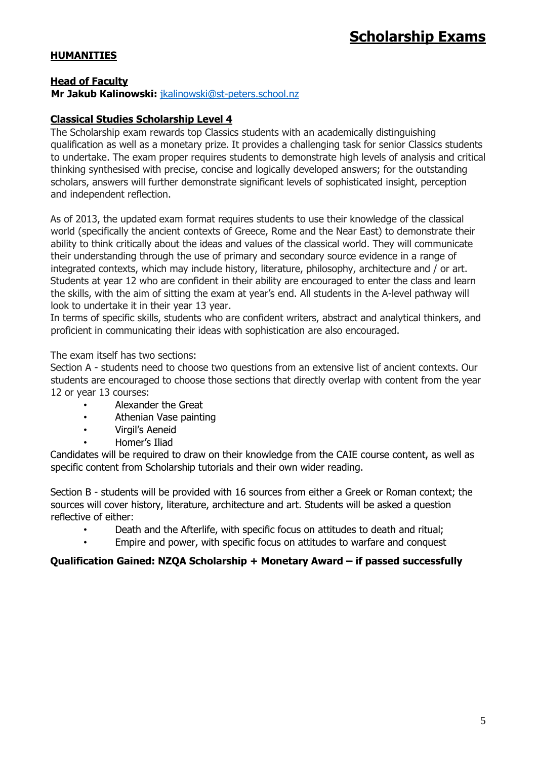# Scholarship Exams

## HUMANITIES

### Head of Faculty

**Mr Jakub Kalinowski:** jkalinowski@st-peters.school.nz

### Classical Studies Scholarship Level 4

The Scholarship exam rewards top Classics students with an academically distinguishing qualification as well as a monetary prize. It provides a challenging task for senior Classics students to undertake. The exam proper requires students to demonstrate high levels of analysis and critical thinking synthesised with precise, concise and logically developed answers; for the outstanding scholars, answers will further demonstrate significant levels of sophisticated insight, perception and independent reflection.

As of 2013, the updated exam format requires students to use their knowledge of the classical world (specifically the ancient contexts of Greece, Rome and the Near East) to demonstrate their ability to think critically about the ideas and values of the classical world. They will communicate their understanding through the use of primary and secondary source evidence in a range of integrated contexts, which may include history, literature, philosophy, architecture and / or art. Students at year 12 who are confident in their ability are encouraged to enter the class and learn the skills, with the aim of sitting the exam at year's end. All students in the A-level pathway will look to undertake it in their year 13 year.
In terms of specific skills, students who are confident writers, abstract and analytical thinkers, and proficient in communicating their ideas with sophistication are also encouraged.

The exam itself has two sections:
Section A - students need to choose two questions from an extensive list of ancient contexts. Our students are encouraged to choose those sections that directly overlap with content from the year 12 or year 13 courses:

- Alexander the Great
- Athenian Vase painting
- Virgil's Aeneid
- Homer's Iliad

Candidates will be required to draw on their knowledge from the CAIE course content, as well as specific content from Scholarship tutorials and their own wider reading.

Section B - students will be provided with 16 sources from either a Greek or Roman context; the sources will cover history, literature, architecture and art. Students will be asked a question reflective of either:

- Death and the Afterlife, with specific focus on attitudes to death and ritual;
- Empire and power, with specific focus on attitudes to warfare and conquest

**Qualification Gained: NZQA Scholarship + Monetary Award – if passed successfully**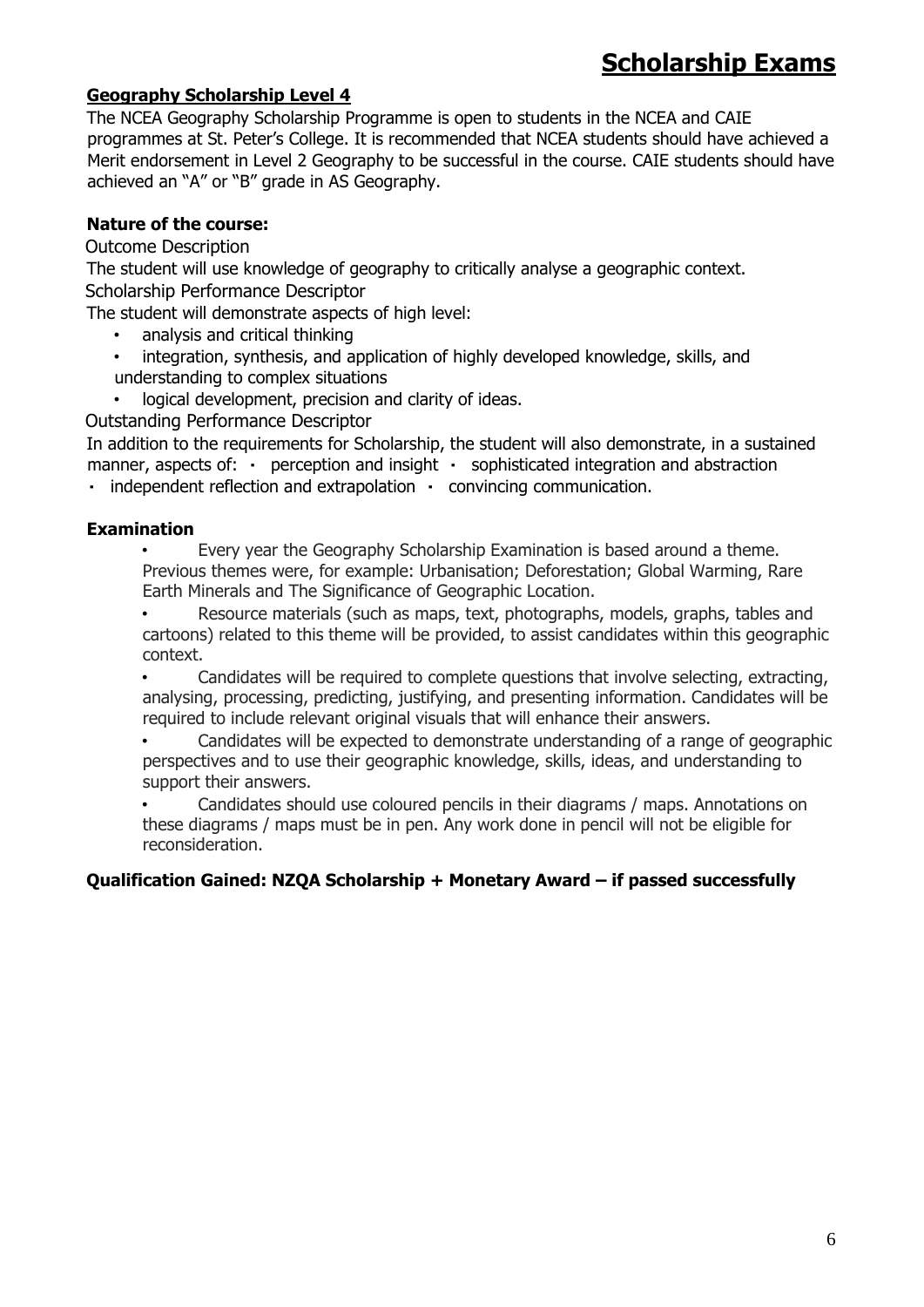# Scholarship Exams

## Geography Scholarship Level 4

The NCEA Geography Scholarship Programme is open to students in the NCEA and CAIE programmes at St. Peter's College. It is recommended that NCEA students should have achieved a Merit endorsement in Level 2 Geography to be successful in the course. CAIE students should have achieved an "A" or "B" grade in AS Geography.

### Nature of the course:

Outcome Description

The student will use knowledge of geography to critically analyse a geographic context.

Scholarship Performance Descriptor

The student will demonstrate aspects of high level:

- analysis and critical thinking
- integration, synthesis, and application of highly developed knowledge, skills, and understanding to complex situations
- logical development, precision and clarity of ideas.

Outstanding Performance Descriptor

In addition to the requirements for Scholarship, the student will also demonstrate, in a sustained manner, aspects of: · perception and insight · sophisticated integration and abstraction · independent reflection and extrapolation · convincing communication.

### Examination

- Every year the Geography Scholarship Examination is based around a theme. Previous themes were, for example: Urbanisation; Deforestation; Global Warming, Rare Earth Minerals and The Significance of Geographic Location.
- Resource materials (such as maps, text, photographs, models, graphs, tables and cartoons) related to this theme will be provided, to assist candidates within this geographic context.
- Candidates will be required to complete questions that involve selecting, extracting, analysing, processing, predicting, justifying, and presenting information. Candidates will be required to include relevant original visuals that will enhance their answers.
- Candidates will be expected to demonstrate understanding of a range of geographic perspectives and to use their geographic knowledge, skills, ideas, and understanding to support their answers.
- Candidates should use coloured pencils in their diagrams / maps. Annotations on these diagrams / maps must be in pen. Any work done in pencil will not be eligible for reconsideration.

**Qualification Gained: NZQA Scholarship + Monetary Award – if passed successfully**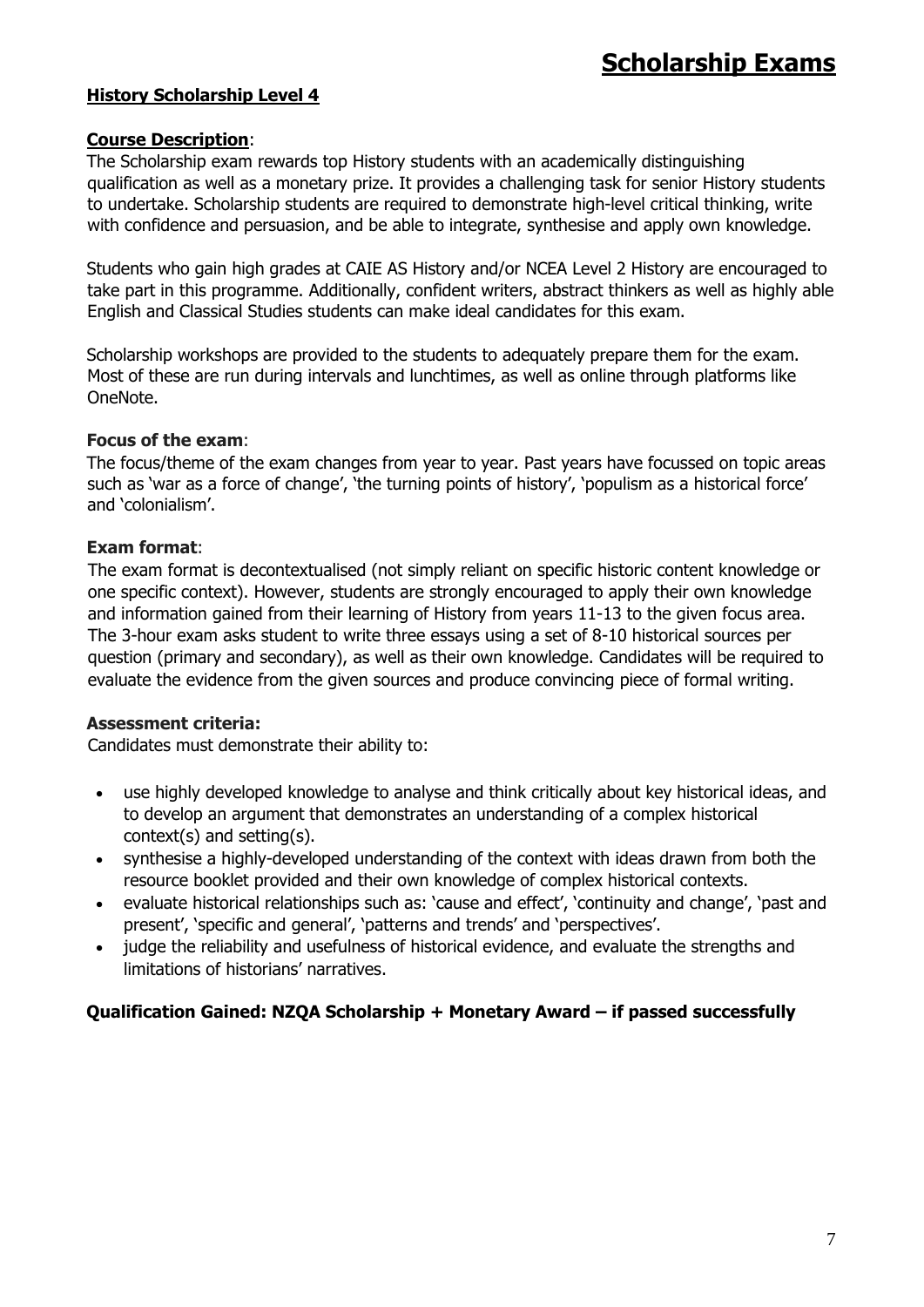# Scholarship Exams

## History Scholarship Level 4

### Course Description:

The Scholarship exam rewards top History students with an academically distinguishing qualification as well as a monetary prize. It provides a challenging task for senior History students to undertake. Scholarship students are required to demonstrate high-level critical thinking, write with confidence and persuasion, and be able to integrate, synthesise and apply own knowledge.

Students who gain high grades at CAIE AS History and/or NCEA Level 2 History are encouraged to take part in this programme. Additionally, confident writers, abstract thinkers as well as highly able English and Classical Studies students can make ideal candidates for this exam.

Scholarship workshops are provided to the students to adequately prepare them for the exam. Most of these are run during intervals and lunchtimes, as well as online through platforms like OneNote.

### Focus of the exam:

The focus/theme of the exam changes from year to year. Past years have focussed on topic areas such as 'war as a force of change', 'the turning points of history', 'populism as a historical force' and 'colonialism'.

### Exam format:

The exam format is decontextualised (not simply reliant on specific historic content knowledge or one specific context). However, students are strongly encouraged to apply their own knowledge and information gained from their learning of History from years 11-13 to the given focus area. The 3-hour exam asks student to write three essays using a set of 8-10 historical sources per question (primary and secondary), as well as their own knowledge. Candidates will be required to evaluate the evidence from the given sources and produce convincing piece of formal writing.

### Assessment criteria:

Candidates must demonstrate their ability to:

- use highly developed knowledge to analyse and think critically about key historical ideas, and to develop an argument that demonstrates an understanding of a complex historical context(s) and setting(s).
- synthesise a highly-developed understanding of the context with ideas drawn from both the resource booklet provided and their own knowledge of complex historical contexts.
- evaluate historical relationships such as: 'cause and effect', 'continuity and change', 'past and present', 'specific and general', 'patterns and trends' and 'perspectives'.
- judge the reliability and usefulness of historical evidence, and evaluate the strengths and limitations of historians' narratives.

**Qualification Gained: NZQA Scholarship + Monetary Award – if passed successfully**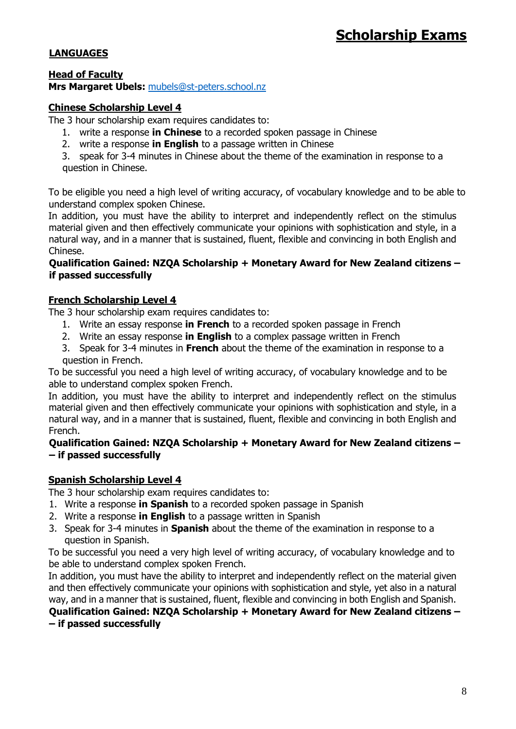# Scholarship Exams

## LANGUAGES

**Head of Faculty**
**Mrs Margaret Ubels:** mubels@st-peters.school.nz

### Chinese Scholarship Level 4

The 3 hour scholarship exam requires candidates to:

1. write a response **in Chinese** to a recorded spoken passage in Chinese
2. write a response **in English** to a passage written in Chinese
3. speak for 3-4 minutes in Chinese about the theme of the examination in response to a question in Chinese.

To be eligible you need a high level of writing accuracy, of vocabulary knowledge and to be able to understand complex spoken Chinese.
In addition, you must have the ability to interpret and independently reflect on the stimulus material given and then effectively communicate your opinions with sophistication and style, in a natural way, and in a manner that is sustained, fluent, flexible and convincing in both English and Chinese.
**Qualification Gained: NZQA Scholarship + Monetary Award for New Zealand citizens – if passed successfully**

### French Scholarship Level 4

The 3 hour scholarship exam requires candidates to:

1. Write an essay response **in French** to a recorded spoken passage in French
2. Write an essay response **in English** to a complex passage written in French
3. Speak for 3-4 minutes in **French** about the theme of the examination in response to a question in French.

To be successful you need a high level of writing accuracy, of vocabulary knowledge and to be able to understand complex spoken French.
In addition, you must have the ability to interpret and independently reflect on the stimulus material given and then effectively communicate your opinions with sophistication and style, in a natural way, and in a manner that is sustained, fluent, flexible and convincing in both English and French.
**Qualification Gained: NZQA Scholarship + Monetary Award for New Zealand citizens – – if passed successfully**

### Spanish Scholarship Level 4

The 3 hour scholarship exam requires candidates to:

1. Write a response **in Spanish** to a recorded spoken passage in Spanish
2. Write a response **in English** to a passage written in Spanish
3. Speak for 3-4 minutes in **Spanish** about the theme of the examination in response to a question in Spanish.

To be successful you need a very high level of writing accuracy, of vocabulary knowledge and to be able to understand complex spoken French.
In addition, you must have the ability to interpret and independently reflect on the material given and then effectively communicate your opinions with sophistication and style, yet also in a natural way, and in a manner that is sustained, fluent, flexible and convincing in both English and Spanish.
**Qualification Gained: NZQA Scholarship + Monetary Award for New Zealand citizens – – if passed successfully**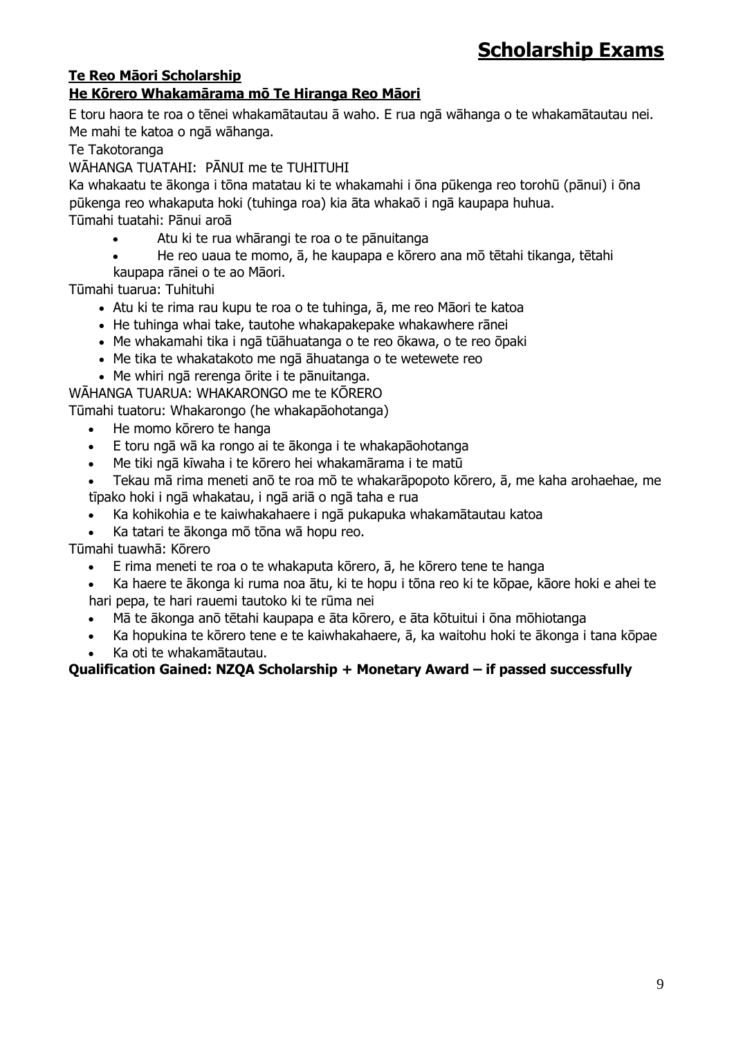# Scholarship Exams

## Te Reo Māori Scholarship

### He Kōrero Whakamārama mō Te Hiranga Reo Māori

E toru haora te roa o tēnei whakamātautau ā waho. E rua ngā wāhanga o te whakamātautau nei. Me mahi te katoa o ngā wāhanga.

Te Takotoranga

WĀHANGA TUATAHI: PĀNUI me te TUHITUHI

Ka whakaatu te ākonga i tōna matatau ki te whakamahi i ōna pūkenga reo torohū (pānui) i ōna pūkenga reo whakaputa hoki (tuhinga roa) kia āta whakaō i ngā kaupapa huhua.

Tūmahi tuatahi: Pānui aroā

- Atu ki te rua whārangi te roa o te pānuitanga
- He reo uaua te momo, ā, he kaupapa e kōrero ana mō tētahi tikanga, tētahi kaupapa rānei o te ao Māori.

Tūmahi tuarua: Tuhituhi

- Atu ki te rima rau kupu te roa o te tuhinga, ā, me reo Māori te katoa
- He tuhinga whai take, tautohe whakapakepake whakawhere rānei
- Me whakamahi tika i ngā tūāhuatanga o te reo ōkawa, o te reo ōpaki
- Me tika te whakatakoto me ngā āhuatanga o te wetewete reo
- Me whiri ngā rerenga ōrite i te pānuitanga.

WĀHANGA TUARUA: WHAKARONGO me te KŌRERO

Tūmahi tuatoru: Whakarongo (he whakapāohotanga)

- He momo kōrero te hanga
- E toru ngā wā ka rongo ai te ākonga i te whakapāohotanga
- Me tiki ngā kīwaha i te kōrero hei whakamārama i te matū
- Tekau mā rima meneti anō te roa mō te whakarāpopoto kōrero, ā, me kaha arohaehae, me tīpako hoki i ngā whakatau, i ngā ariā o ngā taha e rua
- Ka kohikohia e te kaiwhakahaere i ngā pukapuka whakamātautau katoa
- Ka tatari te ākonga mō tōna wā hopu reo.

Tūmahi tuawhā: Kōrero

- E rima meneti te roa o te whakaputa kōrero, ā, he kōrero tene te hanga
- Ka haere te ākonga ki ruma noa ātu, ki te hopu i tōna reo ki te kōpae, kāore hoki e ahei te hari pepa, te hari rauemi tautoko ki te rūma nei
- Mā te ākonga anō tētahi kaupapa e āta kōrero, e āta kōtuitui i ōna mōhiotanga
- Ka hopukina te kōrero tene e te kaiwhakahaere, ā, ka waitohu hoki te ākonga i tana kōpae
- Ka oti te whakamātautau.

**Qualification Gained: NZQA Scholarship + Monetary Award – if passed successfully**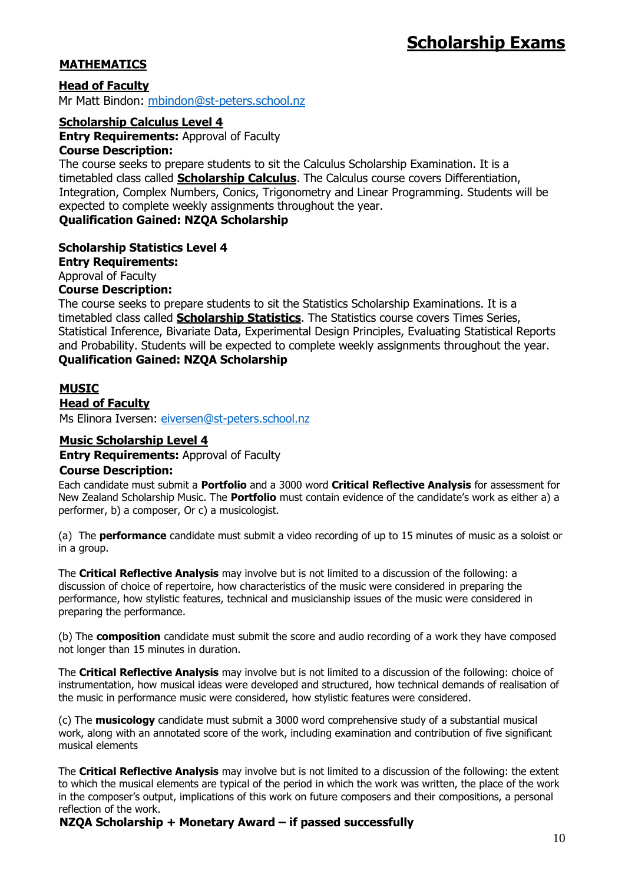# Scholarship Exams

## MATHEMATICS

**Head of Faculty**

Mr Matt Bindon: mbindon@st-peters.school.nz

### Scholarship Calculus Level 4

**Entry Requirements:** Approval of Faculty

**Course Description:**

The course seeks to prepare students to sit the Calculus Scholarship Examination. It is a timetabled class called **Scholarship Calculus**. The Calculus course covers Differentiation, Integration, Complex Numbers, Conics, Trigonometry and Linear Programming. Students will be expected to complete weekly assignments throughout the year.

**Qualification Gained: NZQA Scholarship**

### Scholarship Statistics Level 4

**Entry Requirements:**

Approval of Faculty

**Course Description:**

The course seeks to prepare students to sit the Statistics Scholarship Examinations. It is a timetabled class called **Scholarship Statistics**. The Statistics course covers Times Series, Statistical Inference, Bivariate Data, Experimental Design Principles, Evaluating Statistical Reports and Probability. Students will be expected to complete weekly assignments throughout the year.

**Qualification Gained: NZQA Scholarship**

## MUSIC

**Head of Faculty**

Ms Elinora Iversen: eiversen@st-peters.school.nz

### Music Scholarship Level 4

**Entry Requirements:** Approval of Faculty

**Course Description:**

Each candidate must submit a **Portfolio** and a 3000 word **Critical Reflective Analysis** for assessment for New Zealand Scholarship Music. The **Portfolio** must contain evidence of the candidate's work as either a) a performer, b) a composer, Or c) a musicologist.

(a) The **performance** candidate must submit a video recording of up to 15 minutes of music as a soloist or in a group.

The **Critical Reflective Analysis** may involve but is not limited to a discussion of the following: a discussion of choice of repertoire, how characteristics of the music were considered in preparing the performance, how stylistic features, technical and musicianship issues of the music were considered in preparing the performance.

(b) The **composition** candidate must submit the score and audio recording of a work they have composed not longer than 15 minutes in duration.

The **Critical Reflective Analysis** may involve but is not limited to a discussion of the following: choice of instrumentation, how musical ideas were developed and structured, how technical demands of realisation of the music in performance music were considered, how stylistic features were considered.

(c) The **musicology** candidate must submit a 3000 word comprehensive study of a substantial musical work, along with an annotated score of the work, including examination and contribution of five significant musical elements

The **Critical Reflective Analysis** may involve but is not limited to a discussion of the following: the extent to which the musical elements are typical of the period in which the work was written, the place of the work in the composer's output, implications of this work on future composers and their compositions, a personal reflection of the work.

**NZQA Scholarship + Monetary Award – if passed successfully**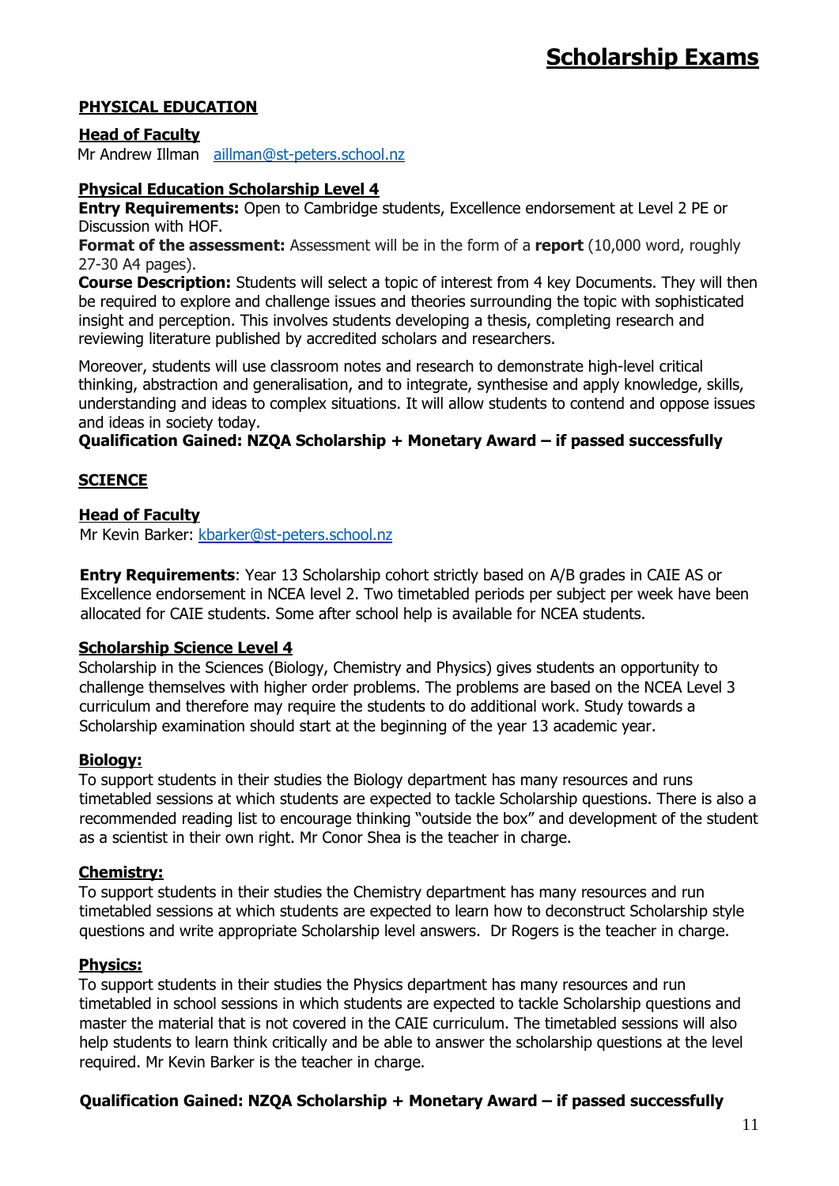# Scholarship Exams

## PHYSICAL EDUCATION

### Head of Faculty

Mr Andrew Illman   aillman@st-peters.school.nz

### Physical Education Scholarship Level 4

**Entry Requirements:** Open to Cambridge students, Excellence endorsement at Level 2 PE or Discussion with HOF.

**Format of the assessment:** Assessment will be in the form of a **report** (10,000 word, roughly 27-30 A4 pages).

**Course Description:** Students will select a topic of interest from 4 key Documents. They will then be required to explore and challenge issues and theories surrounding the topic with sophisticated insight and perception. This involves students developing a thesis, completing research and reviewing literature published by accredited scholars and researchers.

Moreover, students will use classroom notes and research to demonstrate high-level critical thinking, abstraction and generalisation, and to integrate, synthesise and apply knowledge, skills, understanding and ideas to complex situations. It will allow students to contend and oppose issues and ideas in society today.

**Qualification Gained: NZQA Scholarship + Monetary Award – if passed successfully**

## SCIENCE

### Head of Faculty

Mr Kevin Barker: kbarker@st-peters.school.nz

**Entry Requirements**: Year 13 Scholarship cohort strictly based on A/B grades in CAIE AS or Excellence endorsement in NCEA level 2. Two timetabled periods per subject per week have been allocated for CAIE students. Some after school help is available for NCEA students.

### Scholarship Science Level 4

Scholarship in the Sciences (Biology, Chemistry and Physics) gives students an opportunity to challenge themselves with higher order problems. The problems are based on the NCEA Level 3 curriculum and therefore may require the students to do additional work. Study towards a Scholarship examination should start at the beginning of the year 13 academic year.

### Biology:

To support students in their studies the Biology department has many resources and runs timetabled sessions at which students are expected to tackle Scholarship questions. There is also a recommended reading list to encourage thinking "outside the box" and development of the student as a scientist in their own right. Mr Conor Shea is the teacher in charge.

### Chemistry:

To support students in their studies the Chemistry department has many resources and run timetabled sessions at which students are expected to learn how to deconstruct Scholarship style questions and write appropriate Scholarship level answers.  Dr Rogers is the teacher in charge.

### Physics:

To support students in their studies the Physics department has many resources and run timetabled in school sessions in which students are expected to tackle Scholarship questions and master the material that is not covered in the CAIE curriculum. The timetabled sessions will also help students to learn think critically and be able to answer the scholarship questions at the level required. Mr Kevin Barker is the teacher in charge.

**Qualification Gained: NZQA Scholarship + Monetary Award – if passed successfully**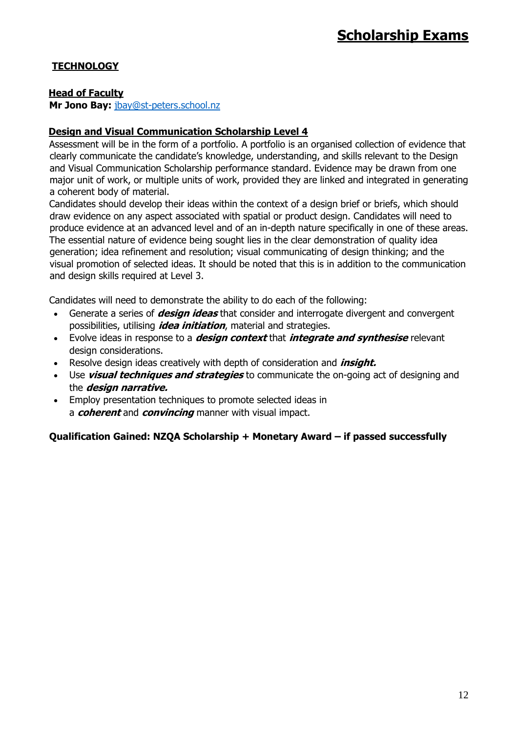# Scholarship Exams

## TECHNOLOGY

**Head of Faculty**
**Mr Jono Bay:** jbay@st-peters.school.nz

### Design and Visual Communication Scholarship Level 4

Assessment will be in the form of a portfolio. A portfolio is an organised collection of evidence that clearly communicate the candidate's knowledge, understanding, and skills relevant to the Design and Visual Communication Scholarship performance standard. Evidence may be drawn from one major unit of work, or multiple units of work, provided they are linked and integrated in generating a coherent body of material.

Candidates should develop their ideas within the context of a design brief or briefs, which should draw evidence on any aspect associated with spatial or product design. Candidates will need to produce evidence at an advanced level and of an in-depth nature specifically in one of these areas. The essential nature of evidence being sought lies in the clear demonstration of quality idea generation; idea refinement and resolution; visual communicating of design thinking; and the visual promotion of selected ideas. It should be noted that this is in addition to the communication and design skills required at Level 3.

Candidates will need to demonstrate the ability to do each of the following:

- Generate a series of ***design ideas*** that consider and interrogate divergent and convergent possibilities, utilising ***idea initiation***, material and strategies.
- Evolve ideas in response to a ***design context*** that ***integrate and synthesise*** relevant design considerations.
- Resolve design ideas creatively with depth of consideration and ***insight.***
- Use ***visual techniques and strategies*** to communicate the on-going act of designing and the ***design narrative.***
- Employ presentation techniques to promote selected ideas in a ***coherent*** and ***convincing*** manner with visual impact.

**Qualification Gained: NZQA Scholarship + Monetary Award – if passed successfully**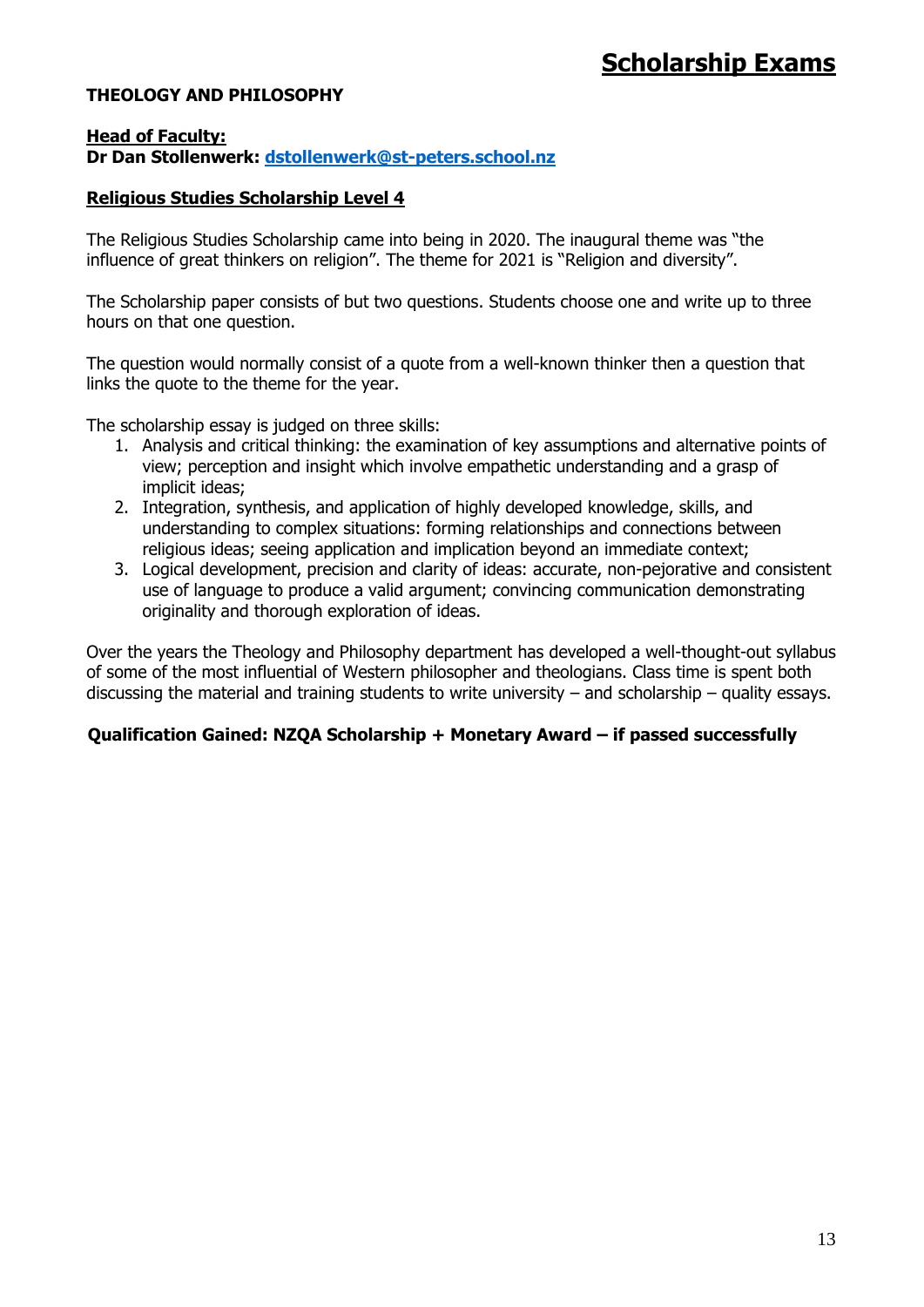# Scholarship Exams

## THEOLOGY AND PHILOSOPHY

**Head of Faculty:**
**Dr Dan Stollenwerk: dstollenwerk@st-peters.school.nz**

### Religious Studies Scholarship Level 4

The Religious Studies Scholarship came into being in 2020. The inaugural theme was "the influence of great thinkers on religion". The theme for 2021 is "Religion and diversity".

The Scholarship paper consists of but two questions. Students choose one and write up to three hours on that one question.

The question would normally consist of a quote from a well-known thinker then a question that links the quote to the theme for the year.

The scholarship essay is judged on three skills:

1. Analysis and critical thinking: the examination of key assumptions and alternative points of view; perception and insight which involve empathetic understanding and a grasp of implicit ideas;
2. Integration, synthesis, and application of highly developed knowledge, skills, and understanding to complex situations: forming relationships and connections between religious ideas; seeing application and implication beyond an immediate context;
3. Logical development, precision and clarity of ideas: accurate, non-pejorative and consistent use of language to produce a valid argument; convincing communication demonstrating originality and thorough exploration of ideas.

Over the years the Theology and Philosophy department has developed a well-thought-out syllabus of some of the most influential of Western philosopher and theologians. Class time is spent both discussing the material and training students to write university – and scholarship – quality essays.

**Qualification Gained: NZQA Scholarship + Monetary Award – if passed successfully**